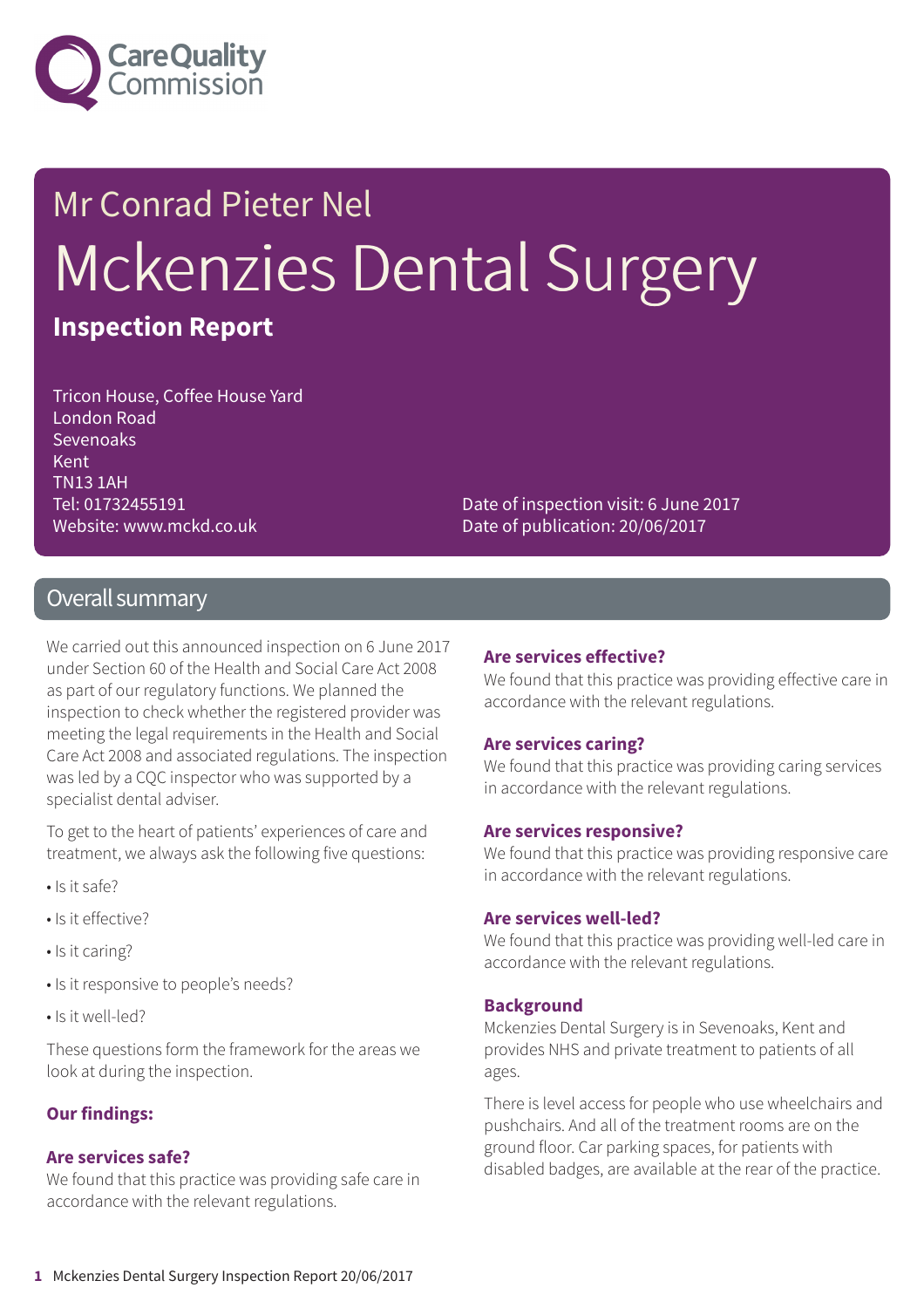Care Quality Commission

# Mr Conrad Pieter Nel

# Mckenzies Dental Surgery

**Inspection Report**

Tricon House, Coffee House Yard
London Road
Sevenoaks
Kent
TN13 1AH
Tel: 01732455191
Website: www.mckd.co.uk

Date of inspection visit: 6 June 2017
Date of publication: 20/06/2017

## Overall summary

We carried out this announced inspection on 6 June 2017 under Section 60 of the Health and Social Care Act 2008 as part of our regulatory functions. We planned the inspection to check whether the registered provider was meeting the legal requirements in the Health and Social Care Act 2008 and associated regulations. The inspection was led by a CQC inspector who was supported by a specialist dental adviser.

To get to the heart of patients' experiences of care and treatment, we always ask the following five questions:

- Is it safe?
- Is it effective?
- Is it caring?
- Is it responsive to people's needs?
- Is it well-led?

These questions form the framework for the areas we look at during the inspection.

### Our findings:

### Are services safe?

We found that this practice was providing safe care in accordance with the relevant regulations.

### Are services effective?

We found that this practice was providing effective care in accordance with the relevant regulations.

### Are services caring?

We found that this practice was providing caring services in accordance with the relevant regulations.

### Are services responsive?

We found that this practice was providing responsive care in accordance with the relevant regulations.

### Are services well-led?

We found that this practice was providing well-led care in accordance with the relevant regulations.

### Background

Mckenzies Dental Surgery is in Sevenoaks, Kent and provides NHS and private treatment to patients of all ages.

There is level access for people who use wheelchairs and pushchairs. And all of the treatment rooms are on the ground floor. Car parking spaces, for patients with disabled badges, are available at the rear of the practice.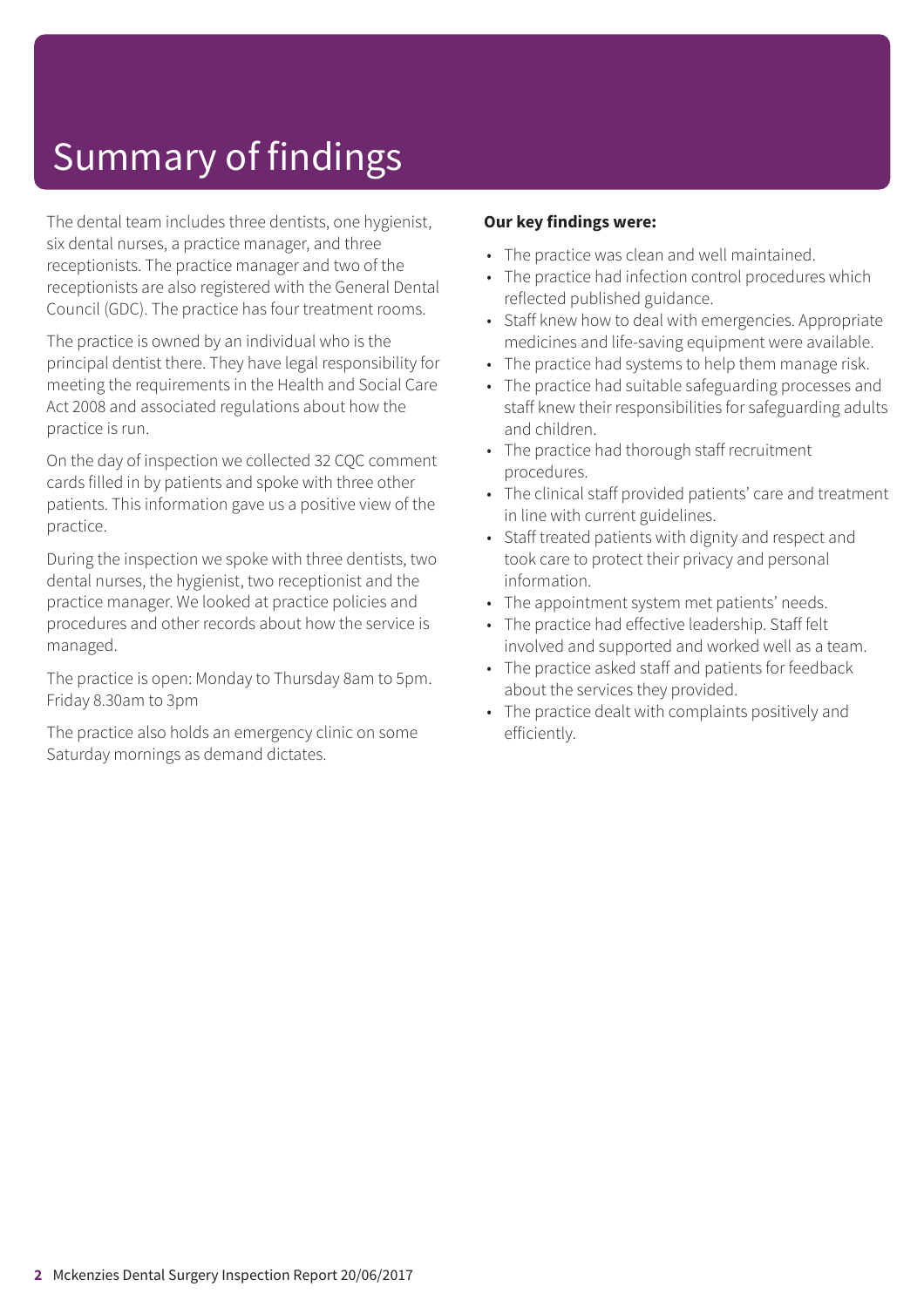# Summary of findings

The dental team includes three dentists, one hygienist, six dental nurses, a practice manager, and three receptionists. The practice manager and two of the receptionists are also registered with the General Dental Council (GDC). The practice has four treatment rooms.

The practice is owned by an individual who is the principal dentist there. They have legal responsibility for meeting the requirements in the Health and Social Care Act 2008 and associated regulations about how the practice is run.

On the day of inspection we collected 32 CQC comment cards filled in by patients and spoke with three other patients. This information gave us a positive view of the practice.

During the inspection we spoke with three dentists, two dental nurses, the hygienist, two receptionist and the practice manager. We looked at practice policies and procedures and other records about how the service is managed.

The practice is open: Monday to Thursday 8am to 5pm. Friday 8.30am to 3pm

The practice also holds an emergency clinic on some Saturday mornings as demand dictates.

**Our key findings were:**

- The practice was clean and well maintained.
- The practice had infection control procedures which reflected published guidance.
- Staff knew how to deal with emergencies. Appropriate medicines and life-saving equipment were available.
- The practice had systems to help them manage risk.
- The practice had suitable safeguarding processes and staff knew their responsibilities for safeguarding adults and children.
- The practice had thorough staff recruitment procedures.
- The clinical staff provided patients' care and treatment in line with current guidelines.
- Staff treated patients with dignity and respect and took care to protect their privacy and personal information.
- The appointment system met patients' needs.
- The practice had effective leadership. Staff felt involved and supported and worked well as a team.
- The practice asked staff and patients for feedback about the services they provided.
- The practice dealt with complaints positively and efficiently.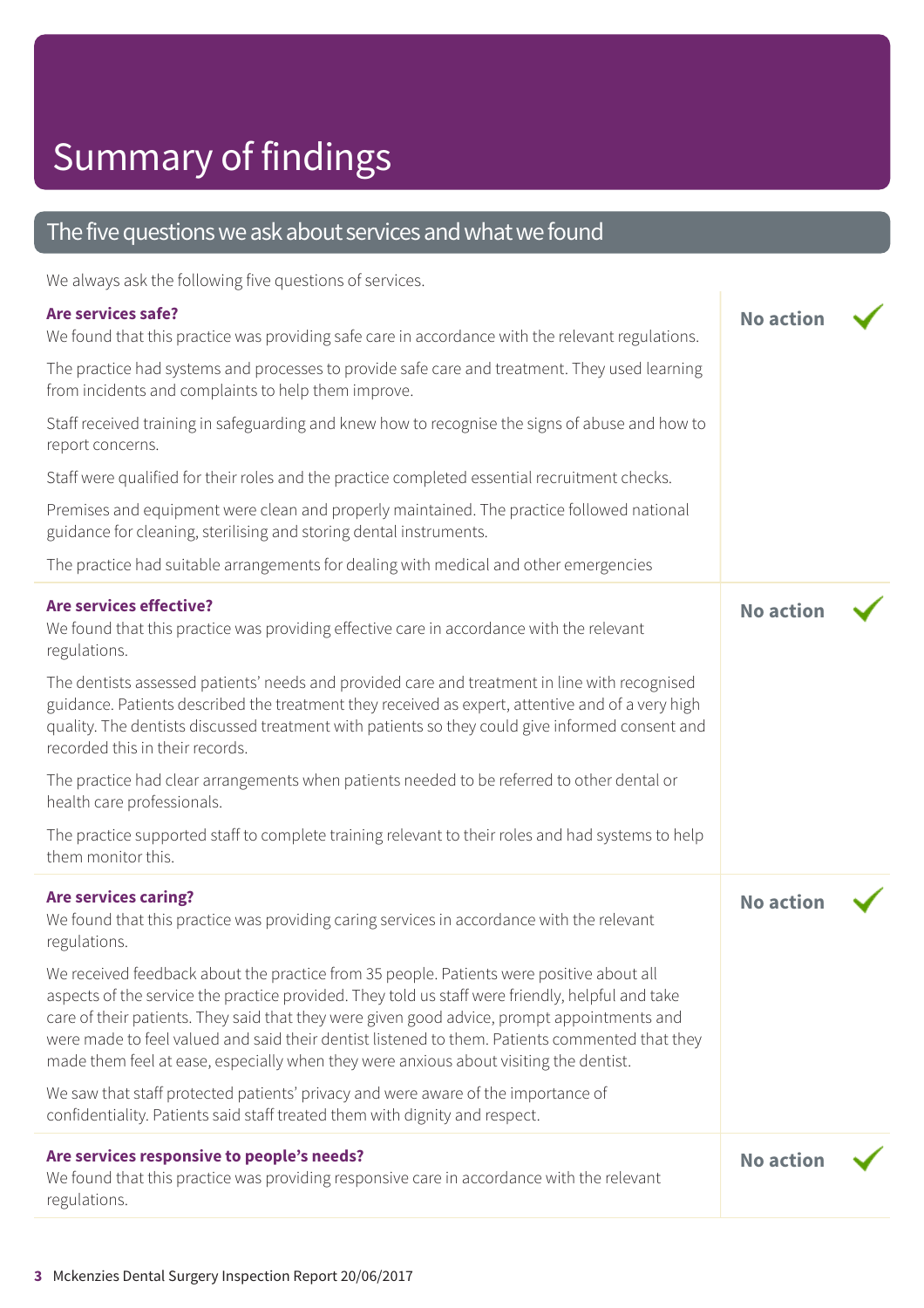# Summary of findings

## The five questions we ask about services and what we found

We always ask the following five questions of services.

### Are services safe?

**No action** ✓

We found that this practice was providing safe care in accordance with the relevant regulations.

The practice had systems and processes to provide safe care and treatment. They used learning from incidents and complaints to help them improve.

Staff received training in safeguarding and knew how to recognise the signs of abuse and how to report concerns.

Staff were qualified for their roles and the practice completed essential recruitment checks.

Premises and equipment were clean and properly maintained. The practice followed national guidance for cleaning, sterilising and storing dental instruments.

The practice had suitable arrangements for dealing with medical and other emergencies

### Are services effective?

**No action** ✓

We found that this practice was providing effective care in accordance with the relevant regulations.

The dentists assessed patients' needs and provided care and treatment in line with recognised guidance. Patients described the treatment they received as expert, attentive and of a very high quality. The dentists discussed treatment with patients so they could give informed consent and recorded this in their records.

The practice had clear arrangements when patients needed to be referred to other dental or health care professionals.

The practice supported staff to complete training relevant to their roles and had systems to help them monitor this.

### Are services caring?

**No action** ✓

We found that this practice was providing caring services in accordance with the relevant regulations.

We received feedback about the practice from 35 people. Patients were positive about all aspects of the service the practice provided. They told us staff were friendly, helpful and take care of their patients. They said that they were given good advice, prompt appointments and were made to feel valued and said their dentist listened to them. Patients commented that they made them feel at ease, especially when they were anxious about visiting the dentist.

We saw that staff protected patients' privacy and were aware of the importance of confidentiality. Patients said staff treated them with dignity and respect.

### Are services responsive to people's needs?

**No action** ✓

We found that this practice was providing responsive care in accordance with the relevant regulations.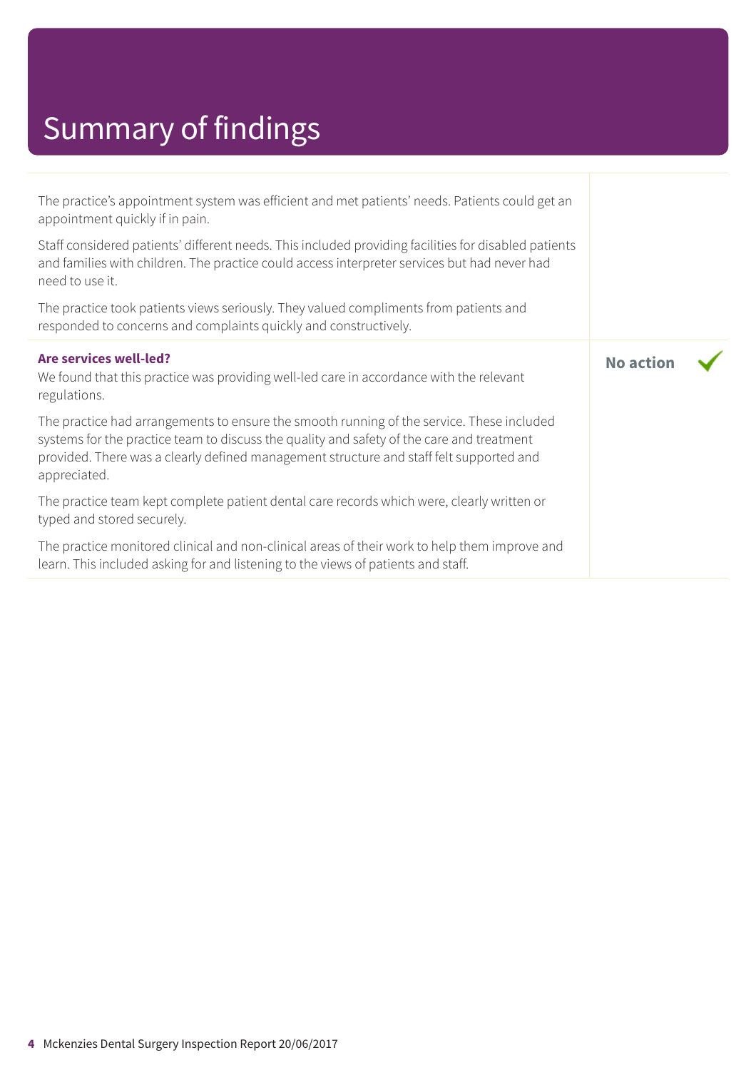# Summary of findings

The practice's appointment system was efficient and met patients' needs. Patients could get an appointment quickly if in pain.

Staff considered patients' different needs. This included providing facilities for disabled patients and families with children. The practice could access interpreter services but had never had need to use it.

The practice took patients views seriously. They valued compliments from patients and responded to concerns and complaints quickly and constructively.

**Are services well-led?** — **No action** ✓

We found that this practice was providing well-led care in accordance with the relevant regulations.

The practice had arrangements to ensure the smooth running of the service. These included systems for the practice team to discuss the quality and safety of the care and treatment provided. There was a clearly defined management structure and staff felt supported and appreciated.

The practice team kept complete patient dental care records which were, clearly written or typed and stored securely.

The practice monitored clinical and non-clinical areas of their work to help them improve and learn. This included asking for and listening to the views of patients and staff.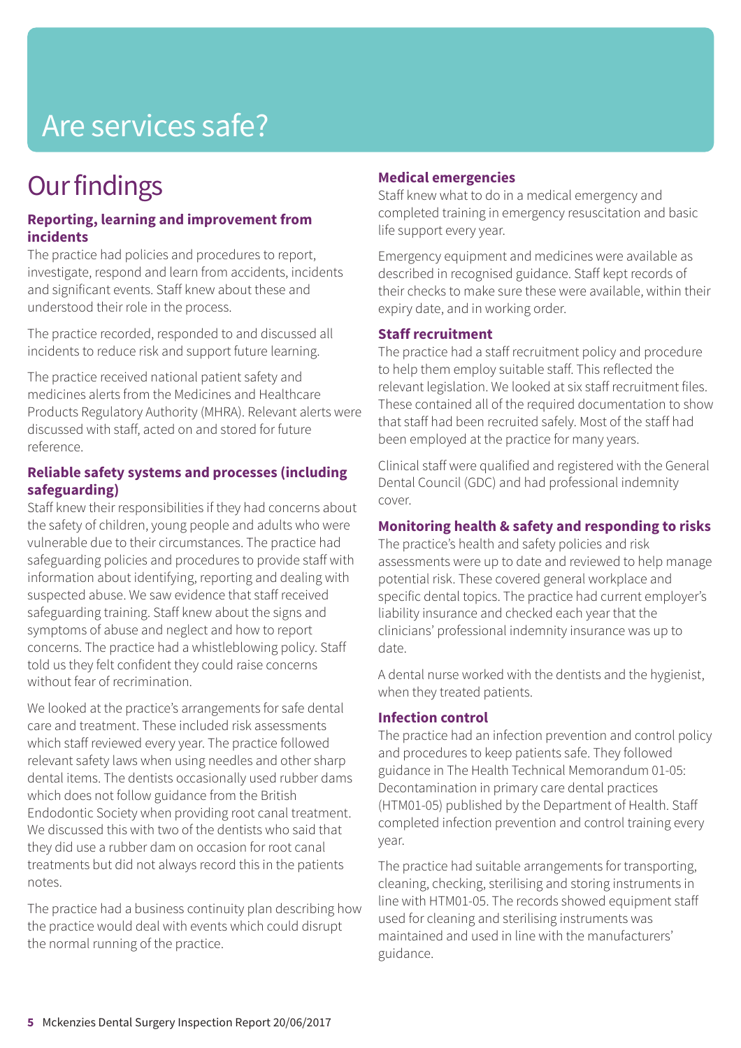# Are services safe?

## Our findings

### Reporting, learning and improvement from incidents

The practice had policies and procedures to report, investigate, respond and learn from accidents, incidents and significant events. Staff knew about these and understood their role in the process.

The practice recorded, responded to and discussed all incidents to reduce risk and support future learning.

The practice received national patient safety and medicines alerts from the Medicines and Healthcare Products Regulatory Authority (MHRA). Relevant alerts were discussed with staff, acted on and stored for future reference.

### Reliable safety systems and processes (including safeguarding)

Staff knew their responsibilities if they had concerns about the safety of children, young people and adults who were vulnerable due to their circumstances. The practice had safeguarding policies and procedures to provide staff with information about identifying, reporting and dealing with suspected abuse. We saw evidence that staff received safeguarding training. Staff knew about the signs and symptoms of abuse and neglect and how to report concerns. The practice had a whistleblowing policy. Staff told us they felt confident they could raise concerns without fear of recrimination.

We looked at the practice's arrangements for safe dental care and treatment. These included risk assessments which staff reviewed every year. The practice followed relevant safety laws when using needles and other sharp dental items. The dentists occasionally used rubber dams which does not follow guidance from the British Endodontic Society when providing root canal treatment. We discussed this with two of the dentists who said that they did use a rubber dam on occasion for root canal treatments but did not always record this in the patients notes.

The practice had a business continuity plan describing how the practice would deal with events which could disrupt the normal running of the practice.

### Medical emergencies

Staff knew what to do in a medical emergency and completed training in emergency resuscitation and basic life support every year.

Emergency equipment and medicines were available as described in recognised guidance. Staff kept records of their checks to make sure these were available, within their expiry date, and in working order.

### Staff recruitment

The practice had a staff recruitment policy and procedure to help them employ suitable staff. This reflected the relevant legislation. We looked at six staff recruitment files. These contained all of the required documentation to show that staff had been recruited safely. Most of the staff had been employed at the practice for many years.

Clinical staff were qualified and registered with the General Dental Council (GDC) and had professional indemnity cover.

### Monitoring health & safety and responding to risks

The practice's health and safety policies and risk assessments were up to date and reviewed to help manage potential risk. These covered general workplace and specific dental topics. The practice had current employer's liability insurance and checked each year that the clinicians' professional indemnity insurance was up to date.

A dental nurse worked with the dentists and the hygienist, when they treated patients.

### Infection control

The practice had an infection prevention and control policy and procedures to keep patients safe. They followed guidance in The Health Technical Memorandum 01-05: Decontamination in primary care dental practices (HTM01-05) published by the Department of Health. Staff completed infection prevention and control training every year.

The practice had suitable arrangements for transporting, cleaning, checking, sterilising and storing instruments in line with HTM01-05. The records showed equipment staff used for cleaning and sterilising instruments was maintained and used in line with the manufacturers' guidance.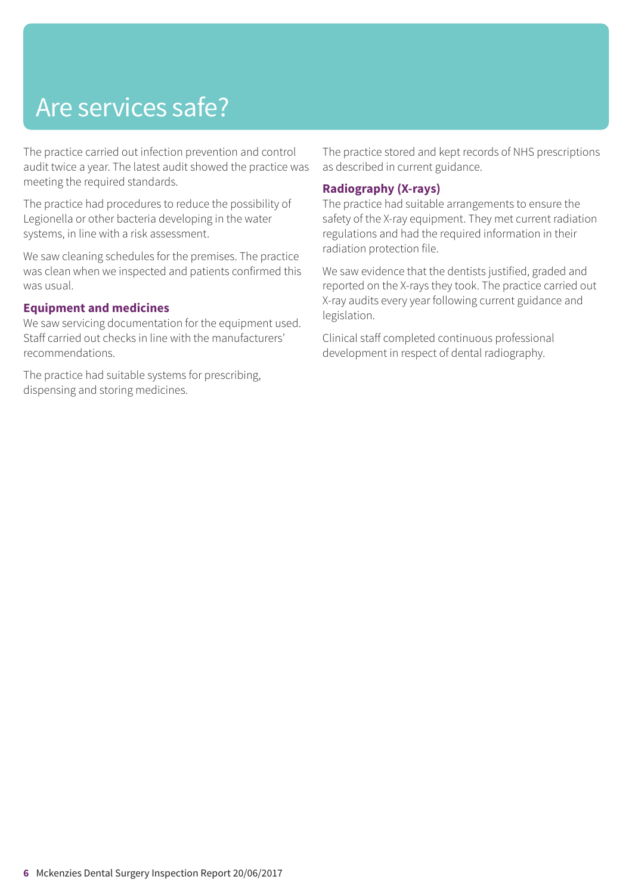# Are services safe?

The practice carried out infection prevention and control audit twice a year. The latest audit showed the practice was meeting the required standards.

The practice had procedures to reduce the possibility of Legionella or other bacteria developing in the water systems, in line with a risk assessment.

We saw cleaning schedules for the premises. The practice was clean when we inspected and patients confirmed this was usual.

### Equipment and medicines

We saw servicing documentation for the equipment used. Staff carried out checks in line with the manufacturers' recommendations.

The practice had suitable systems for prescribing, dispensing and storing medicines.

The practice stored and kept records of NHS prescriptions as described in current guidance.

### Radiography (X-rays)

The practice had suitable arrangements to ensure the safety of the X-ray equipment. They met current radiation regulations and had the required information in their radiation protection file.

We saw evidence that the dentists justified, graded and reported on the X-rays they took. The practice carried out X-ray audits every year following current guidance and legislation.

Clinical staff completed continuous professional development in respect of dental radiography.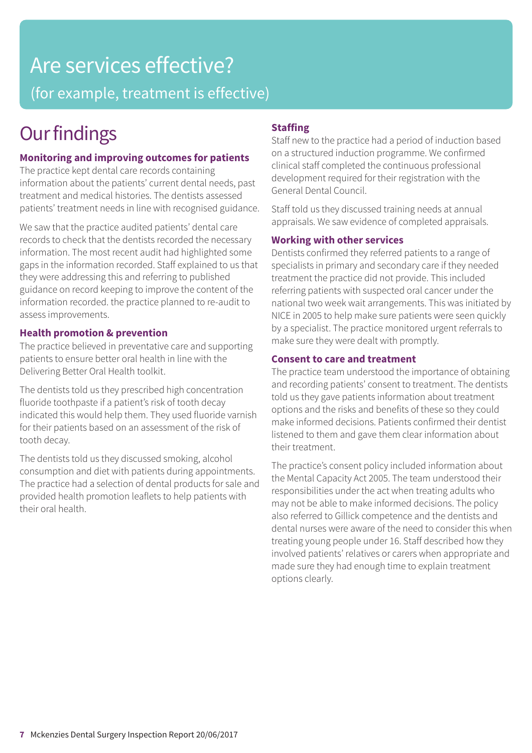# Are services effective?

(for example, treatment is effective)

## Our findings

### Monitoring and improving outcomes for patients

The practice kept dental care records containing information about the patients' current dental needs, past treatment and medical histories. The dentists assessed patients' treatment needs in line with recognised guidance.

We saw that the practice audited patients' dental care records to check that the dentists recorded the necessary information. The most recent audit had highlighted some gaps in the information recorded. Staff explained to us that they were addressing this and referring to published guidance on record keeping to improve the content of the information recorded. the practice planned to re-audit to assess improvements.

### Health promotion & prevention

The practice believed in preventative care and supporting patients to ensure better oral health in line with the Delivering Better Oral Health toolkit.

The dentists told us they prescribed high concentration fluoride toothpaste if a patient's risk of tooth decay indicated this would help them. They used fluoride varnish for their patients based on an assessment of the risk of tooth decay.

The dentists told us they discussed smoking, alcohol consumption and diet with patients during appointments. The practice had a selection of dental products for sale and provided health promotion leaflets to help patients with their oral health.

### Staffing

Staff new to the practice had a period of induction based on a structured induction programme. We confirmed clinical staff completed the continuous professional development required for their registration with the General Dental Council.

Staff told us they discussed training needs at annual appraisals. We saw evidence of completed appraisals.

### Working with other services

Dentists confirmed they referred patients to a range of specialists in primary and secondary care if they needed treatment the practice did not provide. This included referring patients with suspected oral cancer under the national two week wait arrangements. This was initiated by NICE in 2005 to help make sure patients were seen quickly by a specialist. The practice monitored urgent referrals to make sure they were dealt with promptly.

### Consent to care and treatment

The practice team understood the importance of obtaining and recording patients' consent to treatment. The dentists told us they gave patients information about treatment options and the risks and benefits of these so they could make informed decisions. Patients confirmed their dentist listened to them and gave them clear information about their treatment.

The practice's consent policy included information about the Mental Capacity Act 2005. The team understood their responsibilities under the act when treating adults who may not be able to make informed decisions. The policy also referred to Gillick competence and the dentists and dental nurses were aware of the need to consider this when treating young people under 16. Staff described how they involved patients' relatives or carers when appropriate and made sure they had enough time to explain treatment options clearly.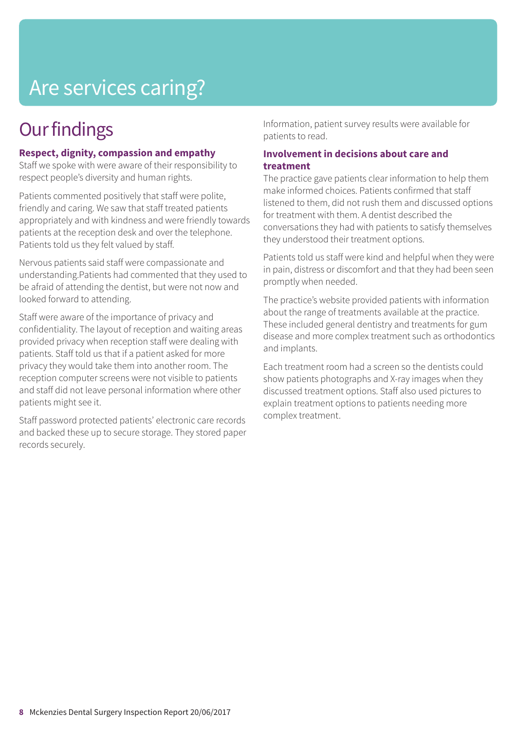# Are services caring?

## Our findings

### Respect, dignity, compassion and empathy

Staff we spoke with were aware of their responsibility to respect people's diversity and human rights.

Patients commented positively that staff were polite, friendly and caring. We saw that staff treated patients appropriately and with kindness and were friendly towards patients at the reception desk and over the telephone. Patients told us they felt valued by staff.

Nervous patients said staff were compassionate and understanding.Patients had commented that they used to be afraid of attending the dentist, but were not now and looked forward to attending.

Staff were aware of the importance of privacy and confidentiality. The layout of reception and waiting areas provided privacy when reception staff were dealing with patients. Staff told us that if a patient asked for more privacy they would take them into another room. The reception computer screens were not visible to patients and staff did not leave personal information where other patients might see it.

Staff password protected patients' electronic care records and backed these up to secure storage. They stored paper records securely.

Information, patient survey results were available for patients to read.

### Involvement in decisions about care and treatment

The practice gave patients clear information to help them make informed choices. Patients confirmed that staff listened to them, did not rush them and discussed options for treatment with them. A dentist described the conversations they had with patients to satisfy themselves they understood their treatment options.

Patients told us staff were kind and helpful when they were in pain, distress or discomfort and that they had been seen promptly when needed.

The practice's website provided patients with information about the range of treatments available at the practice. These included general dentistry and treatments for gum disease and more complex treatment such as orthodontics and implants.

Each treatment room had a screen so the dentists could show patients photographs and X-ray images when they discussed treatment options. Staff also used pictures to explain treatment options to patients needing more complex treatment.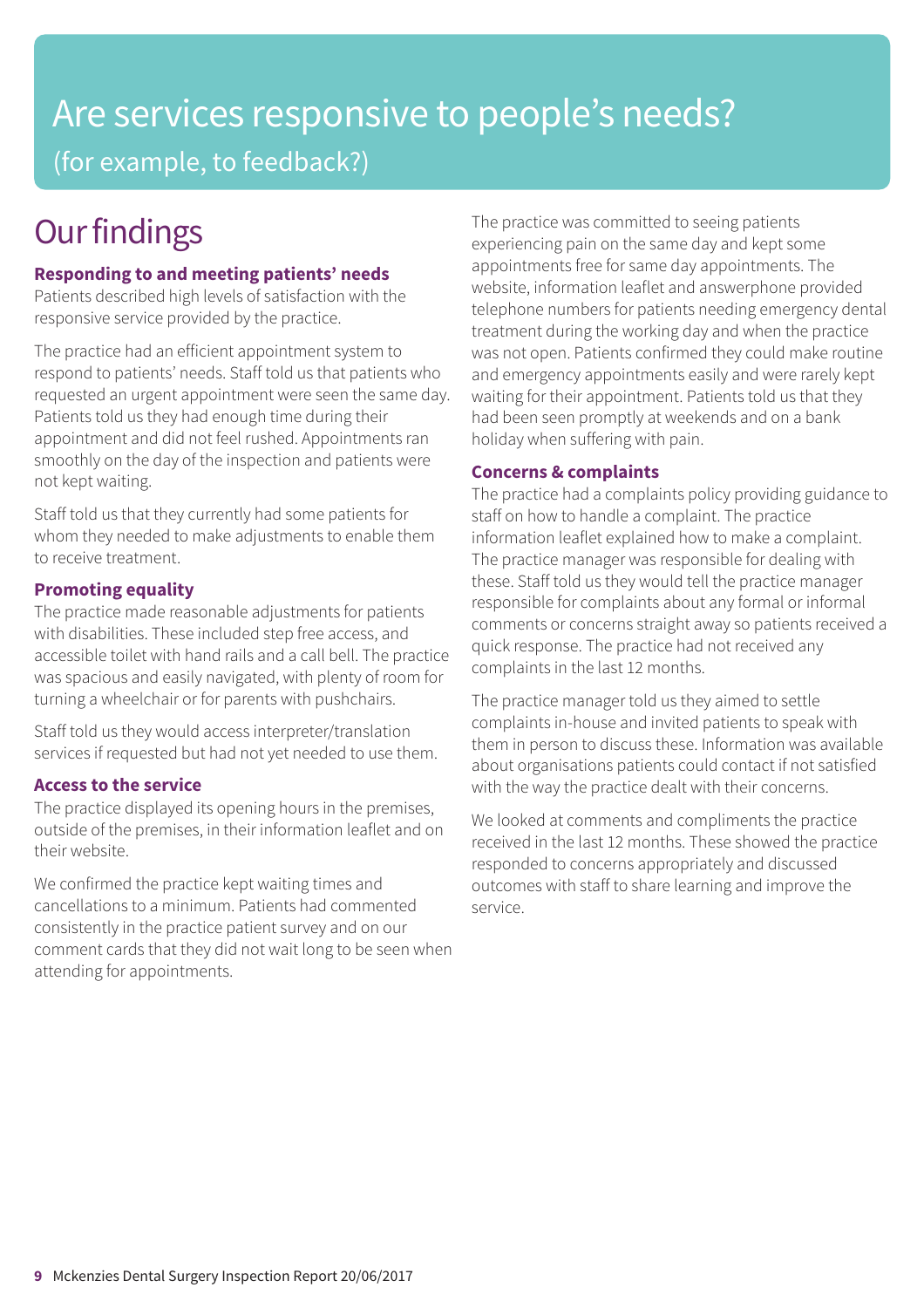# Are services responsive to people's needs?

(for example, to feedback?)

## Our findings

### Responding to and meeting patients' needs

Patients described high levels of satisfaction with the responsive service provided by the practice.

The practice had an efficient appointment system to respond to patients' needs. Staff told us that patients who requested an urgent appointment were seen the same day. Patients told us they had enough time during their appointment and did not feel rushed. Appointments ran smoothly on the day of the inspection and patients were not kept waiting.

Staff told us that they currently had some patients for whom they needed to make adjustments to enable them to receive treatment.

### Promoting equality

The practice made reasonable adjustments for patients with disabilities. These included step free access, and accessible toilet with hand rails and a call bell. The practice was spacious and easily navigated, with plenty of room for turning a wheelchair or for parents with pushchairs.

Staff told us they would access interpreter/translation services if requested but had not yet needed to use them.

### Access to the service

The practice displayed its opening hours in the premises, outside of the premises, in their information leaflet and on their website.

We confirmed the practice kept waiting times and cancellations to a minimum. Patients had commented consistently in the practice patient survey and on our comment cards that they did not wait long to be seen when attending for appointments.

The practice was committed to seeing patients experiencing pain on the same day and kept some appointments free for same day appointments. The website, information leaflet and answerphone provided telephone numbers for patients needing emergency dental treatment during the working day and when the practice was not open. Patients confirmed they could make routine and emergency appointments easily and were rarely kept waiting for their appointment. Patients told us that they had been seen promptly at weekends and on a bank holiday when suffering with pain.

### Concerns & complaints

The practice had a complaints policy providing guidance to staff on how to handle a complaint. The practice information leaflet explained how to make a complaint. The practice manager was responsible for dealing with these. Staff told us they would tell the practice manager responsible for complaints about any formal or informal comments or concerns straight away so patients received a quick response. The practice had not received any complaints in the last 12 months.

The practice manager told us they aimed to settle complaints in-house and invited patients to speak with them in person to discuss these. Information was available about organisations patients could contact if not satisfied with the way the practice dealt with their concerns.

We looked at comments and compliments the practice received in the last 12 months. These showed the practice responded to concerns appropriately and discussed outcomes with staff to share learning and improve the service.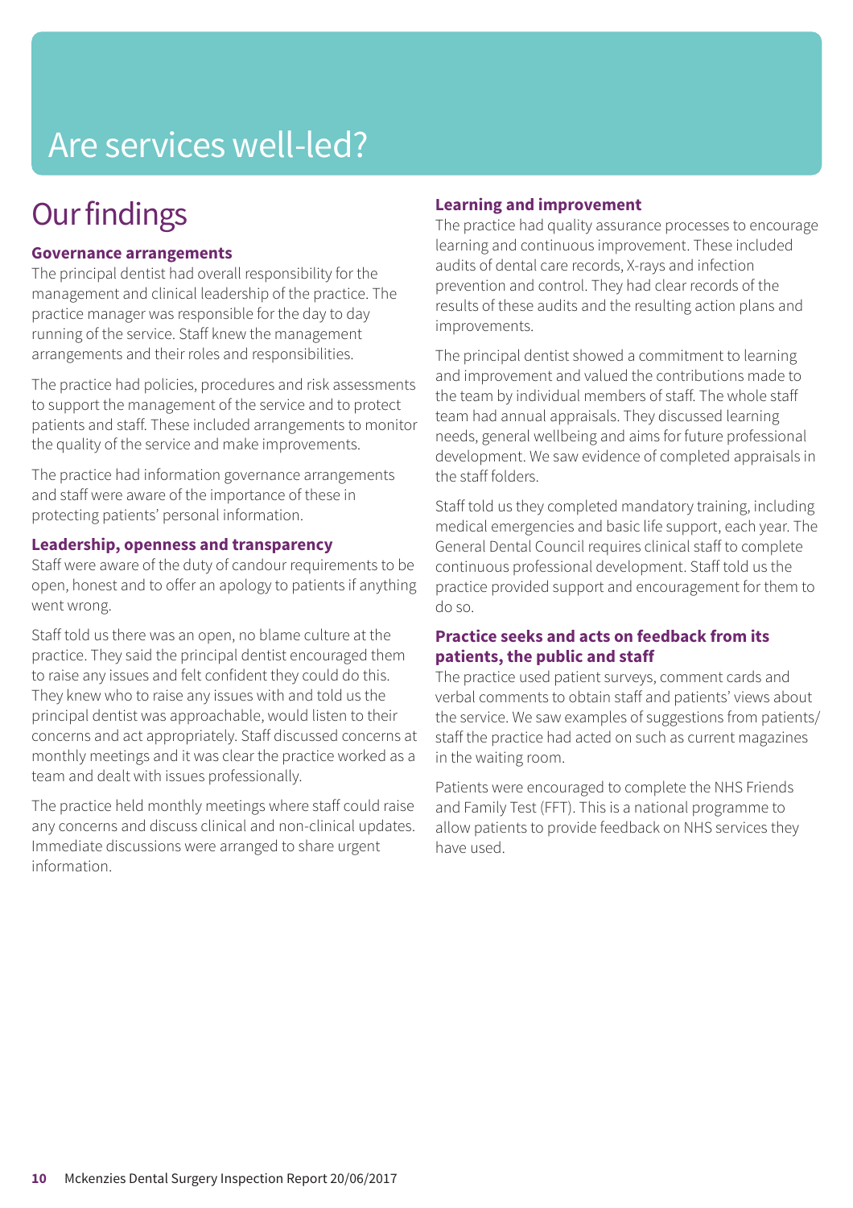# Are services well-led?

## Our findings

### Governance arrangements

The principal dentist had overall responsibility for the management and clinical leadership of the practice. The practice manager was responsible for the day to day running of the service. Staff knew the management arrangements and their roles and responsibilities.

The practice had policies, procedures and risk assessments to support the management of the service and to protect patients and staff. These included arrangements to monitor the quality of the service and make improvements.

The practice had information governance arrangements and staff were aware of the importance of these in protecting patients' personal information.

### Leadership, openness and transparency

Staff were aware of the duty of candour requirements to be open, honest and to offer an apology to patients if anything went wrong.

Staff told us there was an open, no blame culture at the practice. They said the principal dentist encouraged them to raise any issues and felt confident they could do this. They knew who to raise any issues with and told us the principal dentist was approachable, would listen to their concerns and act appropriately. Staff discussed concerns at monthly meetings and it was clear the practice worked as a team and dealt with issues professionally.

The practice held monthly meetings where staff could raise any concerns and discuss clinical and non-clinical updates. Immediate discussions were arranged to share urgent information.

### Learning and improvement

The practice had quality assurance processes to encourage learning and continuous improvement. These included audits of dental care records, X-rays and infection prevention and control. They had clear records of the results of these audits and the resulting action plans and improvements.

The principal dentist showed a commitment to learning and improvement and valued the contributions made to the team by individual members of staff. The whole staff team had annual appraisals. They discussed learning needs, general wellbeing and aims for future professional development. We saw evidence of completed appraisals in the staff folders.

Staff told us they completed mandatory training, including medical emergencies and basic life support, each year. The General Dental Council requires clinical staff to complete continuous professional development. Staff told us the practice provided support and encouragement for them to do so.

### Practice seeks and acts on feedback from its patients, the public and staff

The practice used patient surveys, comment cards and verbal comments to obtain staff and patients' views about the service. We saw examples of suggestions from patients/staff the practice had acted on such as current magazines in the waiting room.

Patients were encouraged to complete the NHS Friends and Family Test (FFT). This is a national programme to allow patients to provide feedback on NHS services they have used.